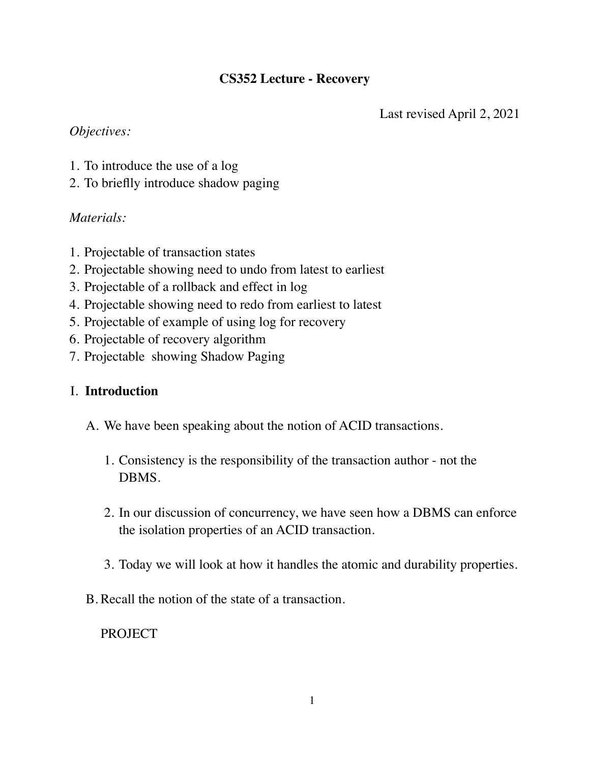# CS352 Lecture - Recovery

Last revised April 2, 2021

*Objectives:*

1. To introduce the use of a log
2. To briefly introduce shadow paging

*Materials:*

1. Projectable of transaction states
2. Projectable showing need to undo from latest to earliest
3. Projectable of a rollback and effect in log
4. Projectable showing need to redo from earliest to latest
5. Projectable of example of using log for recovery
6. Projectable of recovery algorithm
7. Projectable showing Shadow Paging

## I. Introduction

A. We have been speaking about the notion of ACID transactions.

1. Consistency is the responsibility of the transaction author - not the DBMS.

2. In our discussion of concurrency, we have seen how a DBMS can enforce the isolation properties of an ACID transaction.

3. Today we will look at how it handles the atomic and durability properties.

B. Recall the notion of the state of a transaction.

PROJECT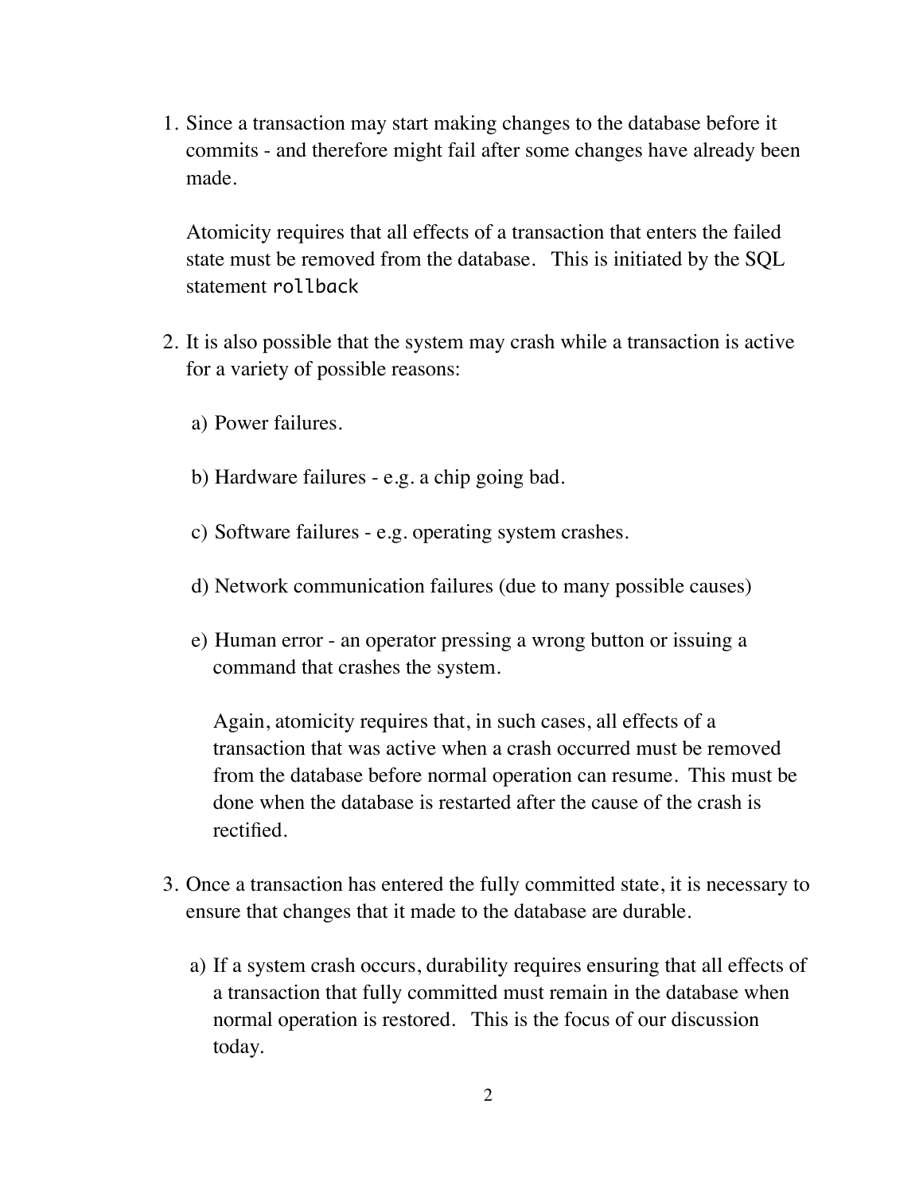1. Since a transaction may start making changes to the database before it commits - and therefore might fail after some changes have already been made.

   Atomicity requires that all effects of a transaction that enters the failed state must be removed from the database. This is initiated by the SQL statement `rollback`

2. It is also possible that the system may crash while a transaction is active for a variety of possible reasons:

   a) Power failures.

   b) Hardware failures - e.g. a chip going bad.

   c) Software failures - e.g. operating system crashes.

   d) Network communication failures (due to many possible causes)

   e) Human error - an operator pressing a wrong button or issuing a command that crashes the system.

      Again, atomicity requires that, in such cases, all effects of a transaction that was active when a crash occurred must be removed from the database before normal operation can resume. This must be done when the database is restarted after the cause of the crash is rectified.

3. Once a transaction has entered the fully committed state, it is necessary to ensure that changes that it made to the database are durable.

   a) If a system crash occurs, durability requires ensuring that all effects of a transaction that fully committed must remain in the database when normal operation is restored. This is the focus of our discussion today.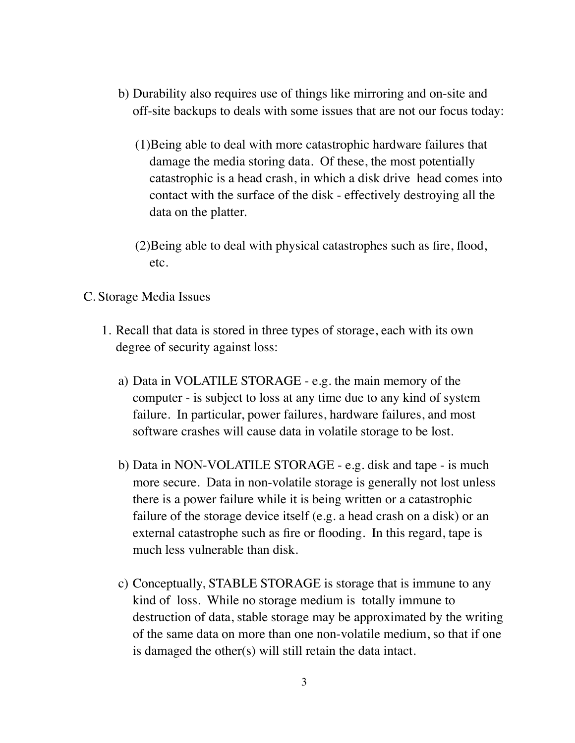b) Durability also requires use of things like mirroring and on-site and off-site backups to deals with some issues that are not our focus today:

   (1) Being able to deal with more catastrophic hardware failures that damage the media storing data. Of these, the most potentially catastrophic is a head crash, in which a disk drive head comes into contact with the surface of the disk - effectively destroying all the data on the platter.

   (2) Being able to deal with physical catastrophes such as fire, flood, etc.

C. Storage Media Issues

1. Recall that data is stored in three types of storage, each with its own degree of security against loss:

   a) Data in VOLATILE STORAGE - e.g. the main memory of the computer - is subject to loss at any time due to any kind of system failure. In particular, power failures, hardware failures, and most software crashes will cause data in volatile storage to be lost.

   b) Data in NON-VOLATILE STORAGE - e.g. disk and tape - is much more secure. Data in non-volatile storage is generally not lost unless there is a power failure while it is being written or a catastrophic failure of the storage device itself (e.g. a head crash on a disk) or an external catastrophe such as fire or flooding. In this regard, tape is much less vulnerable than disk.

   c) Conceptually, STABLE STORAGE is storage that is immune to any kind of loss. While no storage medium is totally immune to destruction of data, stable storage may be approximated by the writing of the same data on more than one non-volatile medium, so that if one is damaged the other(s) will still retain the data intact.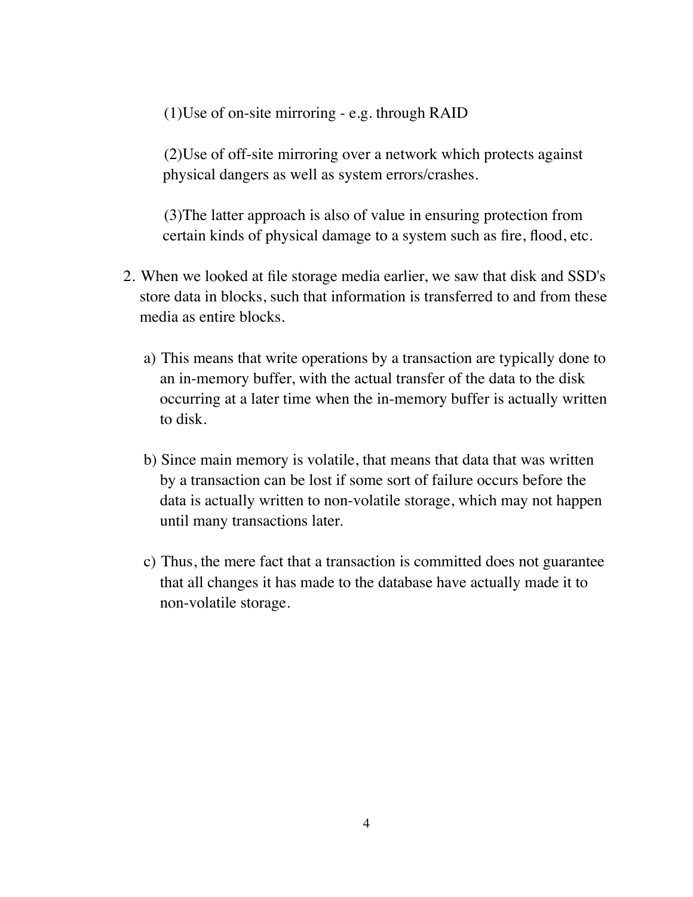(1)Use of on-site mirroring - e.g. through RAID

(2)Use of off-site mirroring over a network which protects against physical dangers as well as system errors/crashes.

(3)The latter approach is also of value in ensuring protection from certain kinds of physical damage to a system such as fire, flood, etc.

2. When we looked at file storage media earlier, we saw that disk and SSD's store data in blocks, such that information is transferred to and from these media as entire blocks.

   a) This means that write operations by a transaction are typically done to an in-memory buffer, with the actual transfer of the data to the disk occurring at a later time when the in-memory buffer is actually written to disk.

   b) Since main memory is volatile, that means that data that was written by a transaction can be lost if some sort of failure occurs before the data is actually written to non-volatile storage, which may not happen until many transactions later.

   c) Thus, the mere fact that a transaction is committed does not guarantee that all changes it has made to the database have actually made it to non-volatile storage.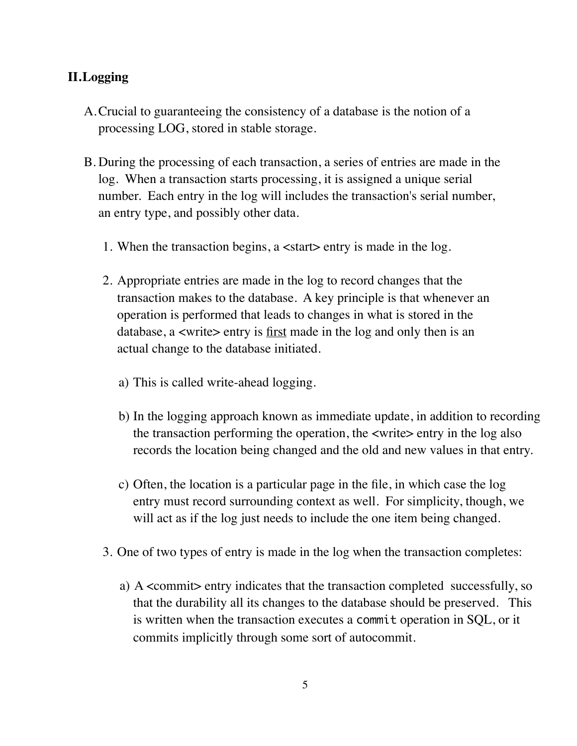## II. Logging

A. Crucial to guaranteeing the consistency of a database is the notion of a processing LOG, stored in stable storage.

B. During the processing of each transaction, a series of entries are made in the log. When a transaction starts processing, it is assigned a unique serial number. Each entry in the log will includes the transaction's serial number, an entry type, and possibly other data.

1. When the transaction begins, a <start> entry is made in the log.

2. Appropriate entries are made in the log to record changes that the transaction makes to the database. A key principle is that whenever an operation is performed that leads to changes in what is stored in the database, a <write> entry is <u>first</u> made in the log and only then is an actual change to the database initiated.

   a) This is called write-ahead logging.

   b) In the logging approach known as immediate update, in addition to recording the transaction performing the operation, the <write> entry in the log also records the location being changed and the old and new values in that entry.

   c) Often, the location is a particular page in the file, in which case the log entry must record surrounding context as well. For simplicity, though, we will act as if the log just needs to include the one item being changed.

3. One of two types of entry is made in the log when the transaction completes:

   a) A <commit> entry indicates that the transaction completed successfully, so that the durability all its changes to the database should be preserved. This is written when the transaction executes a `commit` operation in SQL, or it commits implicitly through some sort of autocommit.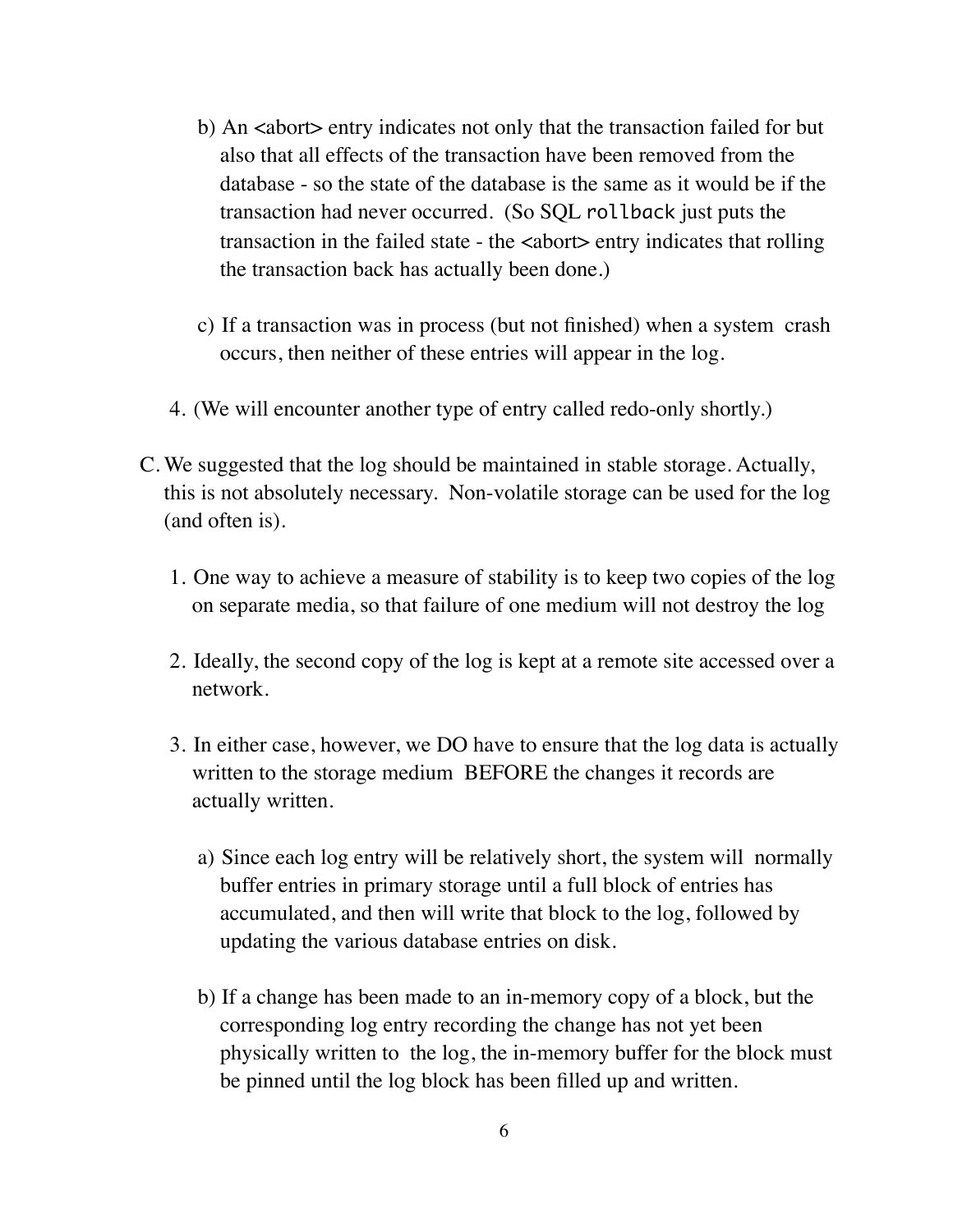b) An <abort> entry indicates not only that the transaction failed for but also that all effects of the transaction have been removed from the database - so the state of the database is the same as it would be if the transaction had never occurred. (So SQL `rollback` just puts the transaction in the failed state - the <abort> entry indicates that rolling the transaction back has actually been done.)

c) If a transaction was in process (but not finished) when a system crash occurs, then neither of these entries will appear in the log.

4. (We will encounter another type of entry called redo-only shortly.)

C. We suggested that the log should be maintained in stable storage. Actually, this is not absolutely necessary. Non-volatile storage can be used for the log (and often is).

1. One way to achieve a measure of stability is to keep two copies of the log on separate media, so that failure of one medium will not destroy the log

2. Ideally, the second copy of the log is kept at a remote site accessed over a network.

3. In either case, however, we DO have to ensure that the log data is actually written to the storage medium BEFORE the changes it records are actually written.

a) Since each log entry will be relatively short, the system will normally buffer entries in primary storage until a full block of entries has accumulated, and then will write that block to the log, followed by updating the various database entries on disk.

b) If a change has been made to an in-memory copy of a block, but the corresponding log entry recording the change has not yet been physically written to the log, the in-memory buffer for the block must be pinned until the log block has been filled up and written.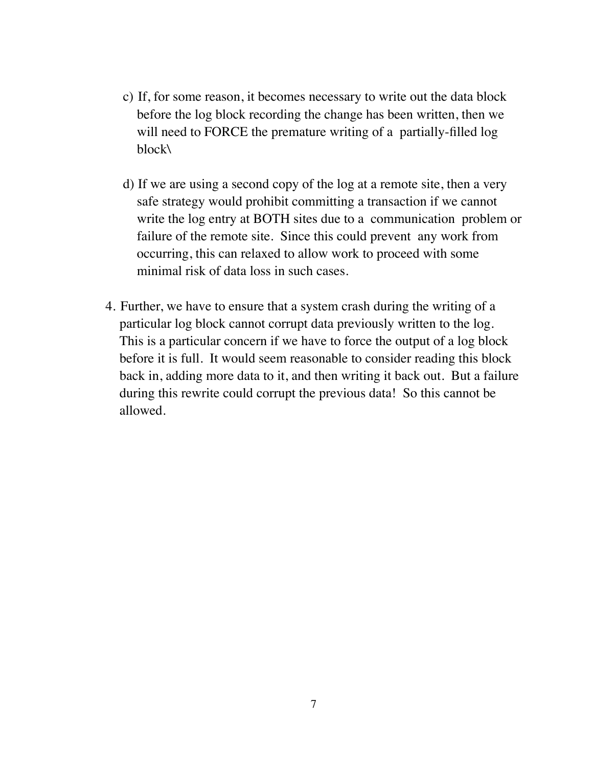c) If, for some reason, it becomes necessary to write out the data block before the log block recording the change has been written, then we will need to FORCE the premature writing of a partially-filled log block\

d) If we are using a second copy of the log at a remote site, then a very safe strategy would prohibit committing a transaction if we cannot write the log entry at BOTH sites due to a communication problem or failure of the remote site. Since this could prevent any work from occurring, this can relaxed to allow work to proceed with some minimal risk of data loss in such cases.

4. Further, we have to ensure that a system crash during the writing of a particular log block cannot corrupt data previously written to the log. This is a particular concern if we have to force the output of a log block before it is full. It would seem reasonable to consider reading this block back in, adding more data to it, and then writing it back out. But a failure during this rewrite could corrupt the previous data! So this cannot be allowed.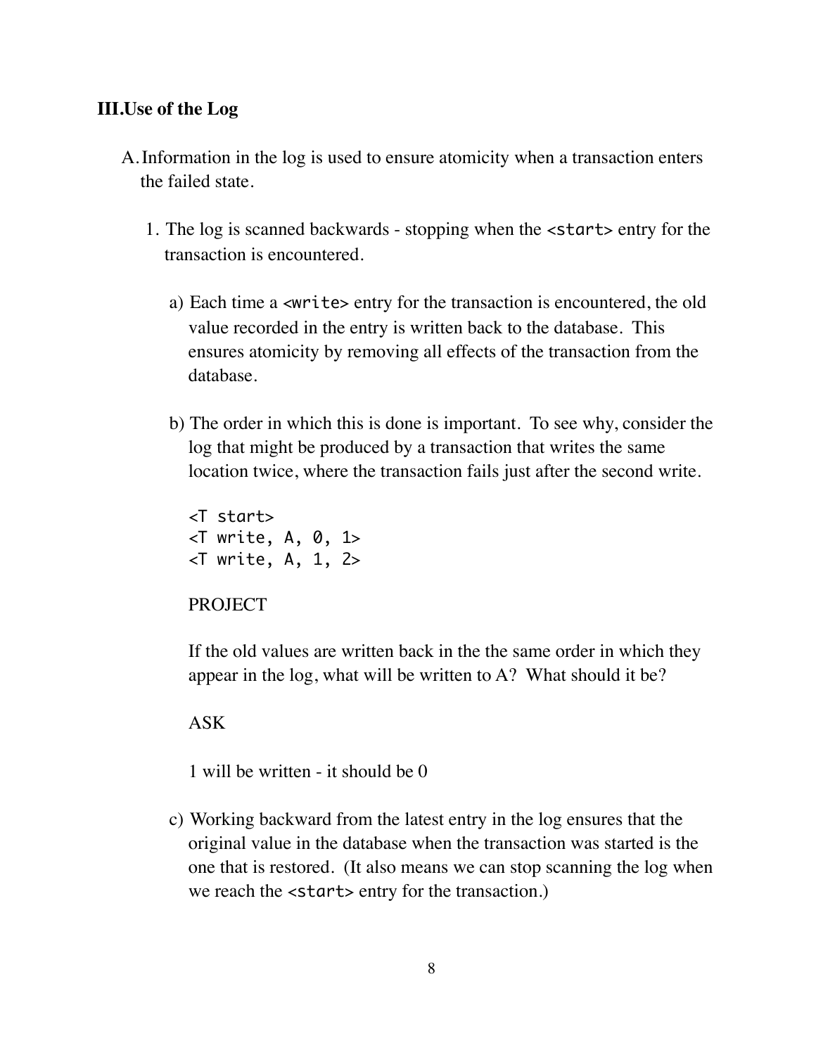## III. Use of the Log

A. Information in the log is used to ensure atomicity when a transaction enters the failed state.

1. The log is scanned backwards - stopping when the `<start>` entry for the transaction is encountered.

   a) Each time a `<write>` entry for the transaction is encountered, the old value recorded in the entry is written back to the database. This ensures atomicity by removing all effects of the transaction from the database.

   b) The order in which this is done is important. To see why, consider the log that might be produced by a transaction that writes the same location twice, where the transaction fails just after the second write.

   ```
   <T start>
   <T write, A, 0, 1>
   <T write, A, 1, 2>
   ```

   PROJECT

   If the old values are written back in the the same order in which they appear in the log, what will be written to A? What should it be?

   ASK

   1 will be written - it should be 0

   c) Working backward from the latest entry in the log ensures that the original value in the database when the transaction was started is the one that is restored. (It also means we can stop scanning the log when we reach the `<start>` entry for the transaction.)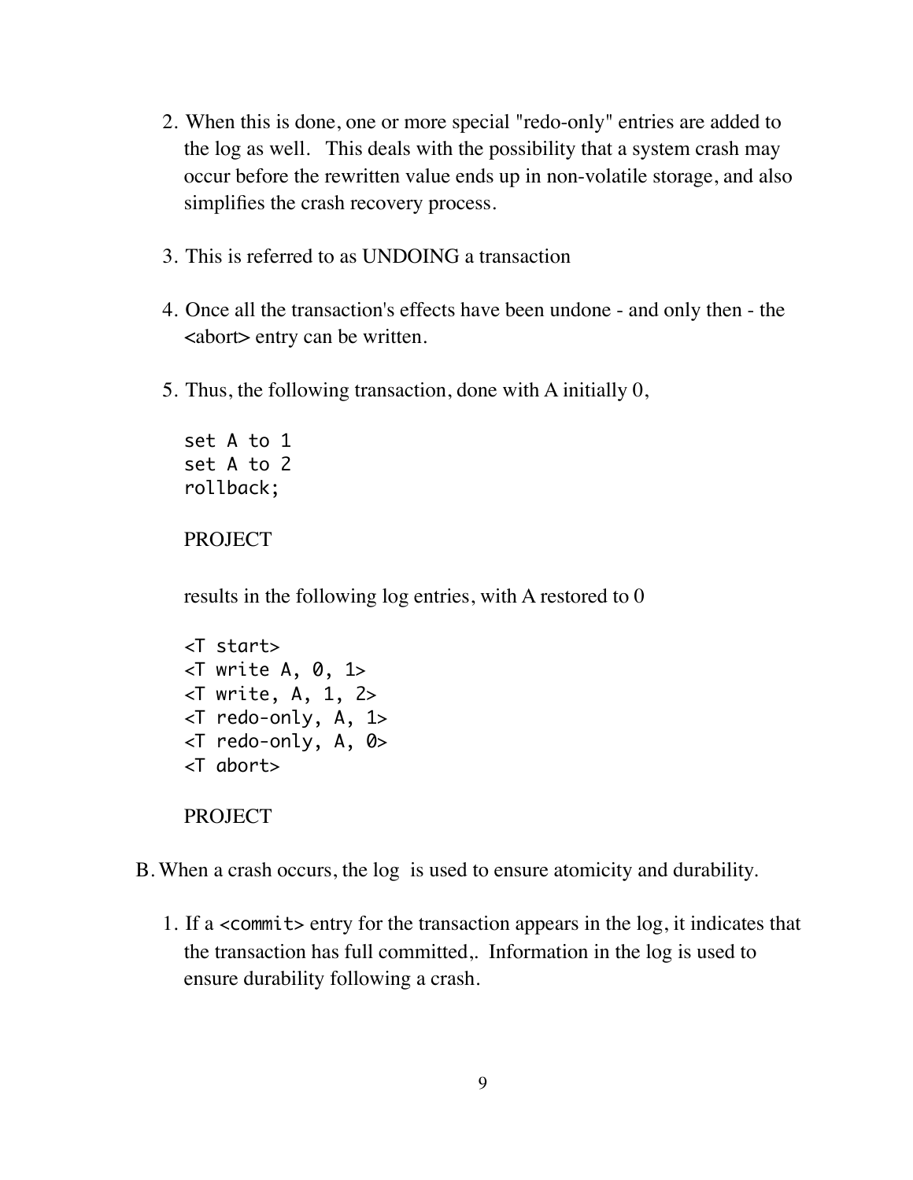2. When this is done, one or more special "redo-only" entries are added to the log as well. This deals with the possibility that a system crash may occur before the rewritten value ends up in non-volatile storage, and also simplifies the crash recovery process.

3. This is referred to as UNDOING a transaction

4. Once all the transaction's effects have been undone - and only then - the <abort> entry can be written.

5. Thus, the following transaction, done with A initially 0,

   ```
   set A to 1
   set A to 2
   rollback;
   ```

   PROJECT

   results in the following log entries, with A restored to 0

   ```
   <T start>
   <T write A, 0, 1>
   <T write, A, 1, 2>
   <T redo-only, A, 1>
   <T redo-only, A, 0>
   <T abort>
   ```

   PROJECT

B. When a crash occurs, the log is used to ensure atomicity and durability.

1. If a `<commit>` entry for the transaction appears in the log, it indicates that the transaction has full committed,. Information in the log is used to ensure durability following a crash.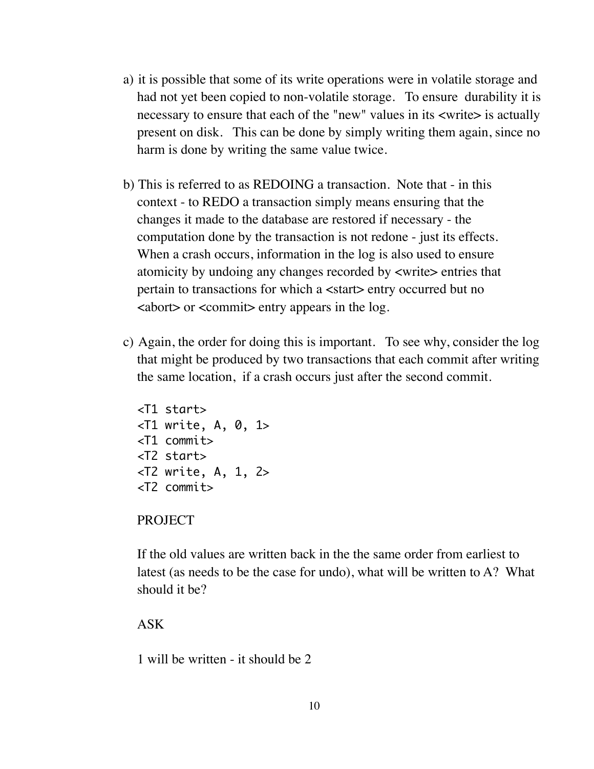a) it is possible that some of its write operations were in volatile storage and had not yet been copied to non-volatile storage. To ensure durability it is necessary to ensure that each of the "new" values in its <write> is actually present on disk. This can be done by simply writing them again, since no harm is done by writing the same value twice.

b) This is referred to as REDOING a transaction. Note that - in this context - to REDO a transaction simply means ensuring that the changes it made to the database are restored if necessary - the computation done by the transaction is not redone - just its effects. When a crash occurs, information in the log is also used to ensure atomicity by undoing any changes recorded by <write> entries that pertain to transactions for which a <start> entry occurred but no <abort> or <commit> entry appears in the log.

c) Again, the order for doing this is important. To see why, consider the log that might be produced by two transactions that each commit after writing the same location, if a crash occurs just after the second commit.

```
<T1 start>
<T1 write, A, 0, 1>
<T1 commit>
<T2 start>
<T2 write, A, 1, 2>
<T2 commit>
```

PROJECT

If the old values are written back in the the same order from earliest to latest (as needs to be the case for undo), what will be written to A? What should it be?

ASK

1 will be written - it should be 2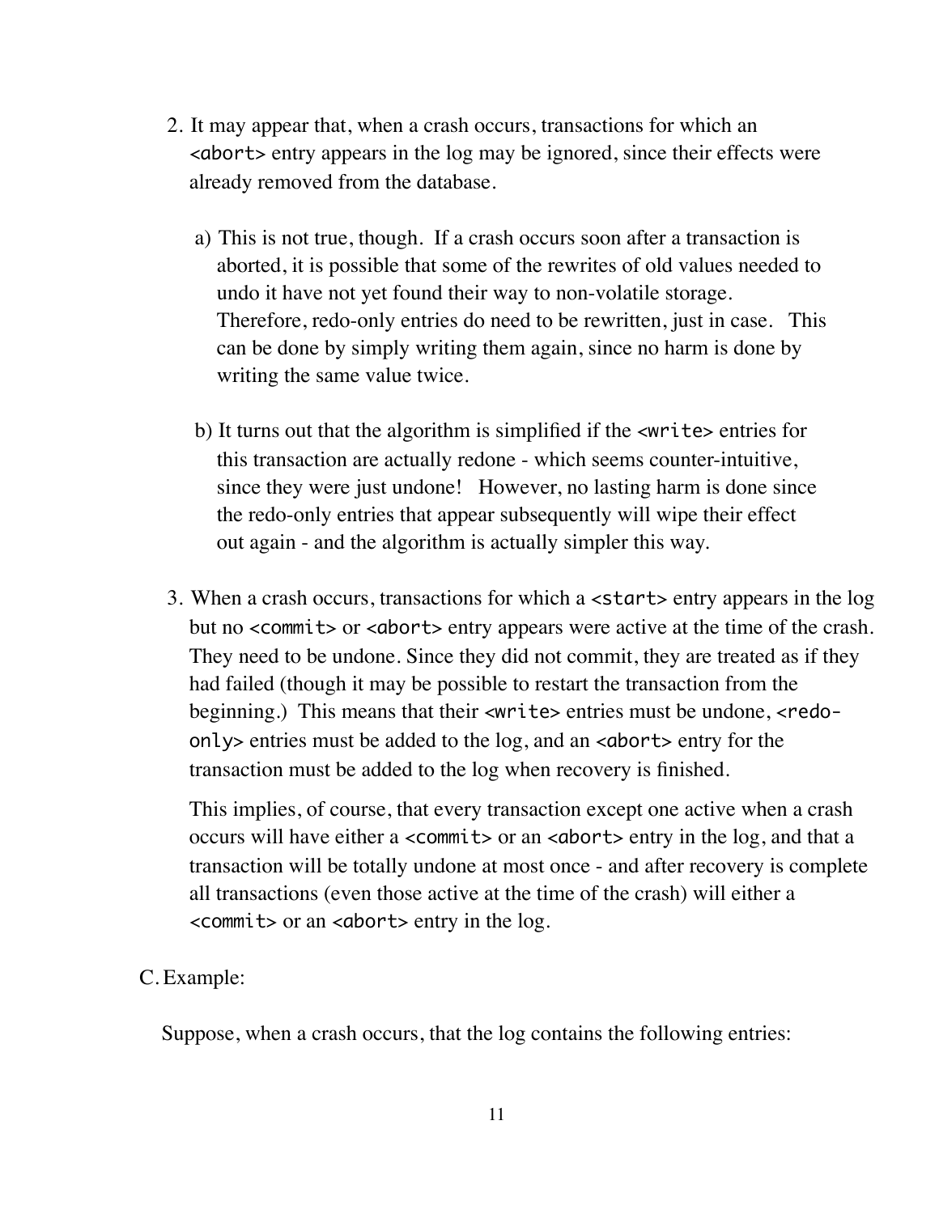2. It may appear that, when a crash occurs, transactions for which an `<abort>` entry appears in the log may be ignored, since their effects were already removed from the database.

   a) This is not true, though. If a crash occurs soon after a transaction is aborted, it is possible that some of the rewrites of old values needed to undo it have not yet found their way to non-volatile storage. Therefore, redo-only entries do need to be rewritten, just in case. This can be done by simply writing them again, since no harm is done by writing the same value twice.

   b) It turns out that the algorithm is simplified if the `<write>` entries for this transaction are actually redone - which seems counter-intuitive, since they were just undone! However, no lasting harm is done since the redo-only entries that appear subsequently will wipe their effect out again - and the algorithm is actually simpler this way.

3. When a crash occurs, transactions for which a `<start>` entry appears in the log but no `<commit>` or `<abort>` entry appears were active at the time of the crash. They need to be undone. Since they did not commit, they are treated as if they had failed (though it may be possible to restart the transaction from the beginning.) This means that their `<write>` entries must be undone, `<redo-only>` entries must be added to the log, and an `<abort>` entry for the transaction must be added to the log when recovery is finished.

   This implies, of course, that every transaction except one active when a crash occurs will have either a `<commit>` or an `<abort>` entry in the log, and that a transaction will be totally undone at most once - and after recovery is complete all transactions (even those active at the time of the crash) will either a `<commit>` or an `<abort>` entry in the log.

C. Example:

Suppose, when a crash occurs, that the log contains the following entries: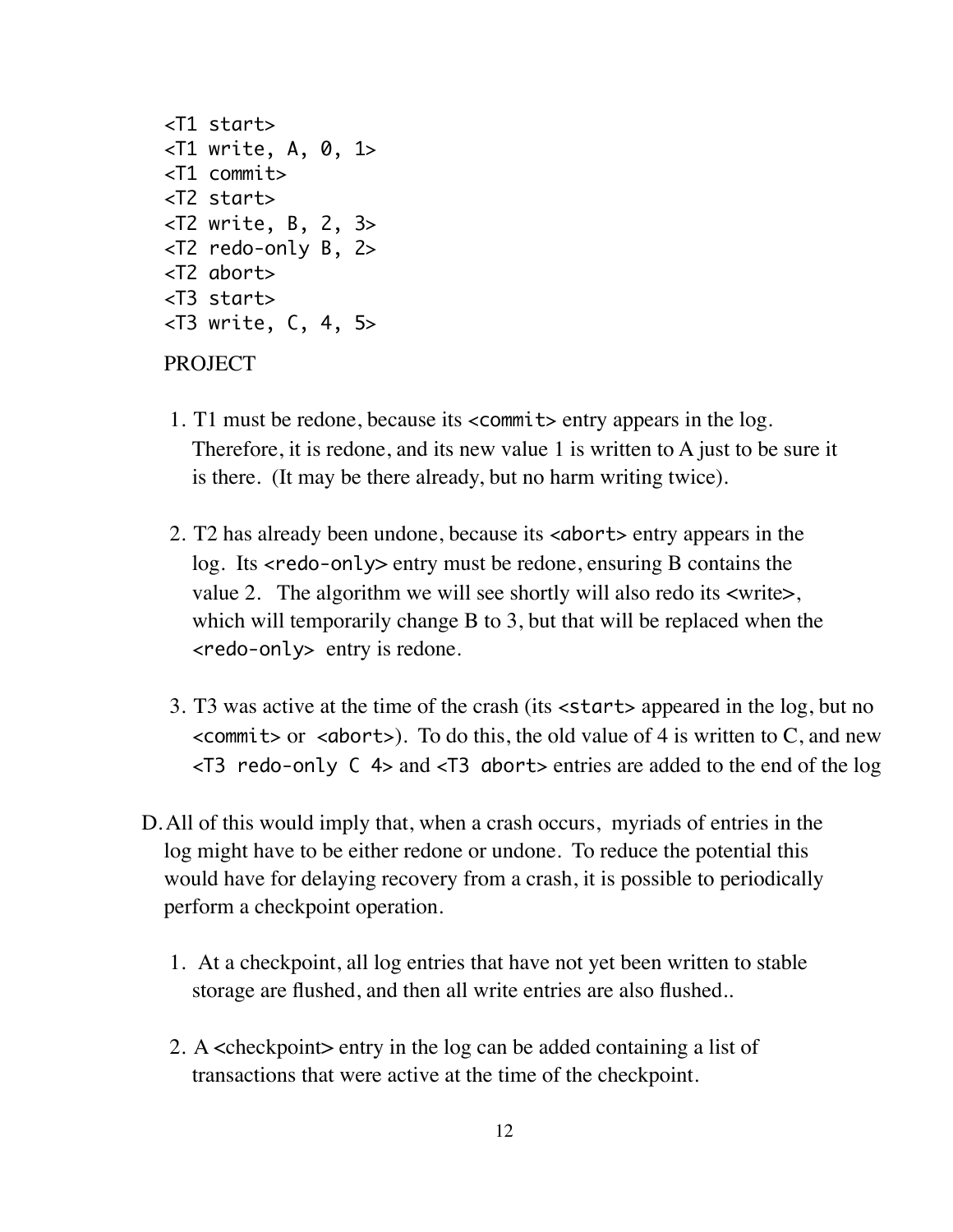```
<T1 start>
<T1 write, A, 0, 1>
<T1 commit>
<T2 start>
<T2 write, B, 2, 3>
<T2 redo-only B, 2>
<T2 abort>
<T3 start>
<T3 write, C, 4, 5>
```

PROJECT

1. T1 must be redone, because its `<commit>` entry appears in the log. Therefore, it is redone, and its new value 1 is written to A just to be sure it is there. (It may be there already, but no harm writing twice).

2. T2 has already been undone, because its `<abort>` entry appears in the log. Its `<redo-only>` entry must be redone, ensuring B contains the value 2. The algorithm we will see shortly will also redo its <write>, which will temporarily change B to 3, but that will be replaced when the `<redo-only>` entry is redone.

3. T3 was active at the time of the crash (its `<start>` appeared in the log, but no `<commit>` or `<abort>`). To do this, the old value of 4 is written to C, and new `<T3 redo-only C 4>` and `<T3 abort>` entries are added to the end of the log

D. All of this would imply that, when a crash occurs, myriads of entries in the log might have to be either redone or undone. To reduce the potential this would have for delaying recovery from a crash, it is possible to periodically perform a checkpoint operation.

1. At a checkpoint, all log entries that have not yet been written to stable storage are flushed, and then all write entries are also flushed..

2. A <checkpoint> entry in the log can be added containing a list of transactions that were active at the time of the checkpoint.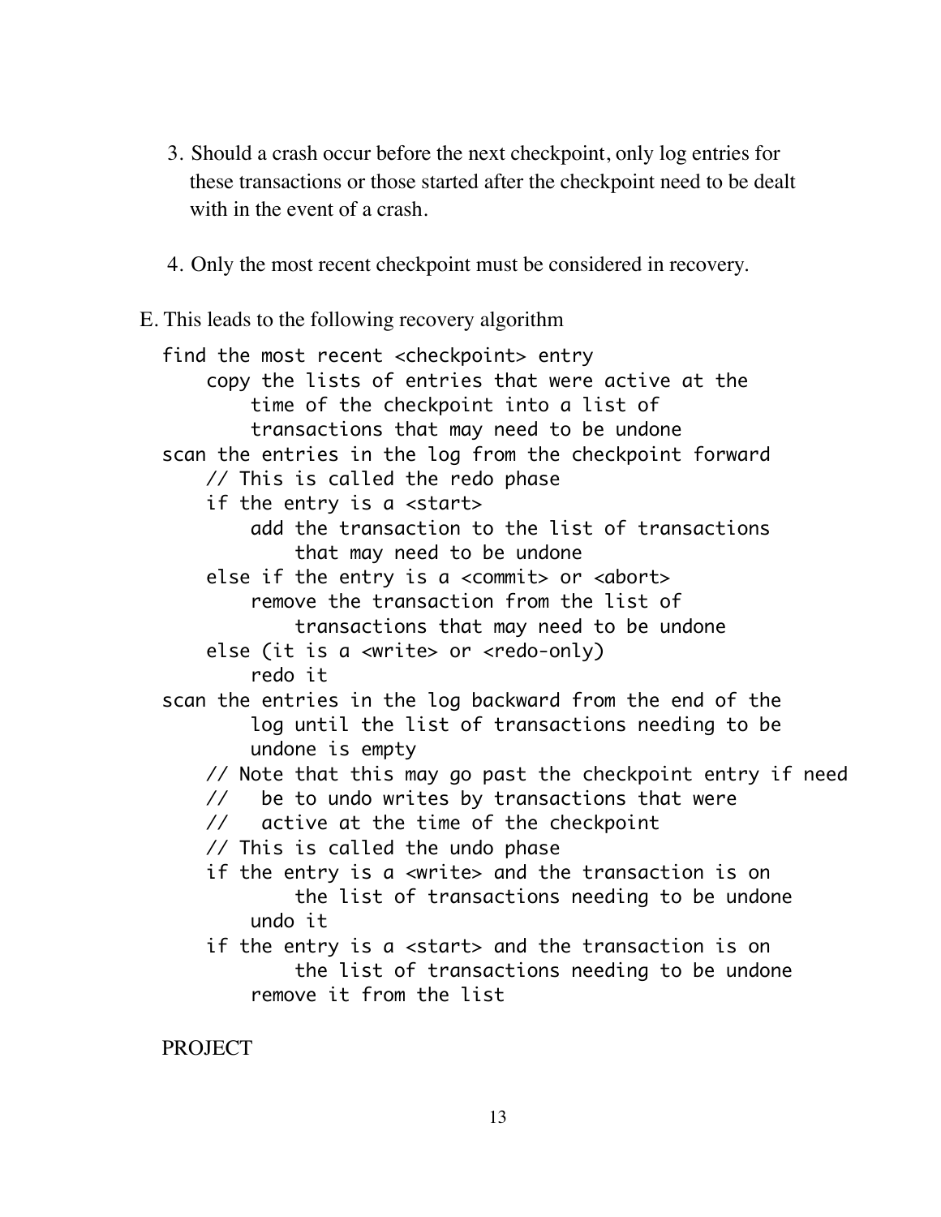3. Should a crash occur before the next checkpoint, only log entries for these transactions or those started after the checkpoint need to be dealt with in the event of a crash.

4. Only the most recent checkpoint must be considered in recovery.

E. This leads to the following recovery algorithm

```
find the most recent <checkpoint> entry
    copy the lists of entries that were active at the
        time of the checkpoint into a list of
        transactions that may need to be undone
scan the entries in the log from the checkpoint forward
    // This is called the redo phase
    if the entry is a <start>
        add the transaction to the list of transactions
            that may need to be undone
    else if the entry is a <commit> or <abort>
        remove the transaction from the list of
            transactions that may need to be undone
    else (it is a <write> or <redo-only)
        redo it
scan the entries in the log backward from the end of the
        log until the list of transactions needing to be
        undone is empty
    // Note that this may go past the checkpoint entry if need
    //   be to undo writes by transactions that were
    //   active at the time of the checkpoint
    // This is called the undo phase
    if the entry is a <write> and the transaction is on
            the list of transactions needing to be undone
        undo it
    if the entry is a <start> and the transaction is on
            the list of transactions needing to be undone
        remove it from the list
```

PROJECT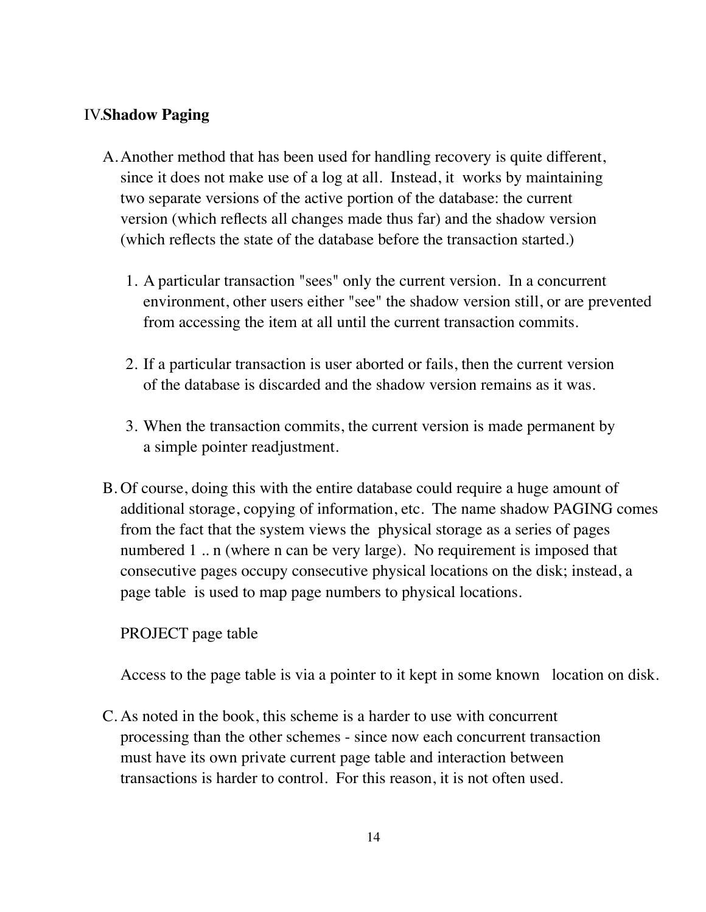## IV. Shadow Paging

A. Another method that has been used for handling recovery is quite different, since it does not make use of a log at all. Instead, it works by maintaining two separate versions of the active portion of the database: the current version (which reflects all changes made thus far) and the shadow version (which reflects the state of the database before the transaction started.)

   1. A particular transaction "sees" only the current version. In a concurrent environment, other users either "see" the shadow version still, or are prevented from accessing the item at all until the current transaction commits.

   2. If a particular transaction is user aborted or fails, then the current version of the database is discarded and the shadow version remains as it was.

   3. When the transaction commits, the current version is made permanent by a simple pointer readjustment.

B. Of course, doing this with the entire database could require a huge amount of additional storage, copying of information, etc. The name shadow PAGING comes from the fact that the system views the physical storage as a series of pages numbered 1 .. n (where n can be very large). No requirement is imposed that consecutive pages occupy consecutive physical locations on the disk; instead, a page table is used to map page numbers to physical locations.

   PROJECT page table

   Access to the page table is via a pointer to it kept in some known location on disk.

C. As noted in the book, this scheme is a harder to use with concurrent processing than the other schemes - since now each concurrent transaction must have its own private current page table and interaction between transactions is harder to control. For this reason, it is not often used.